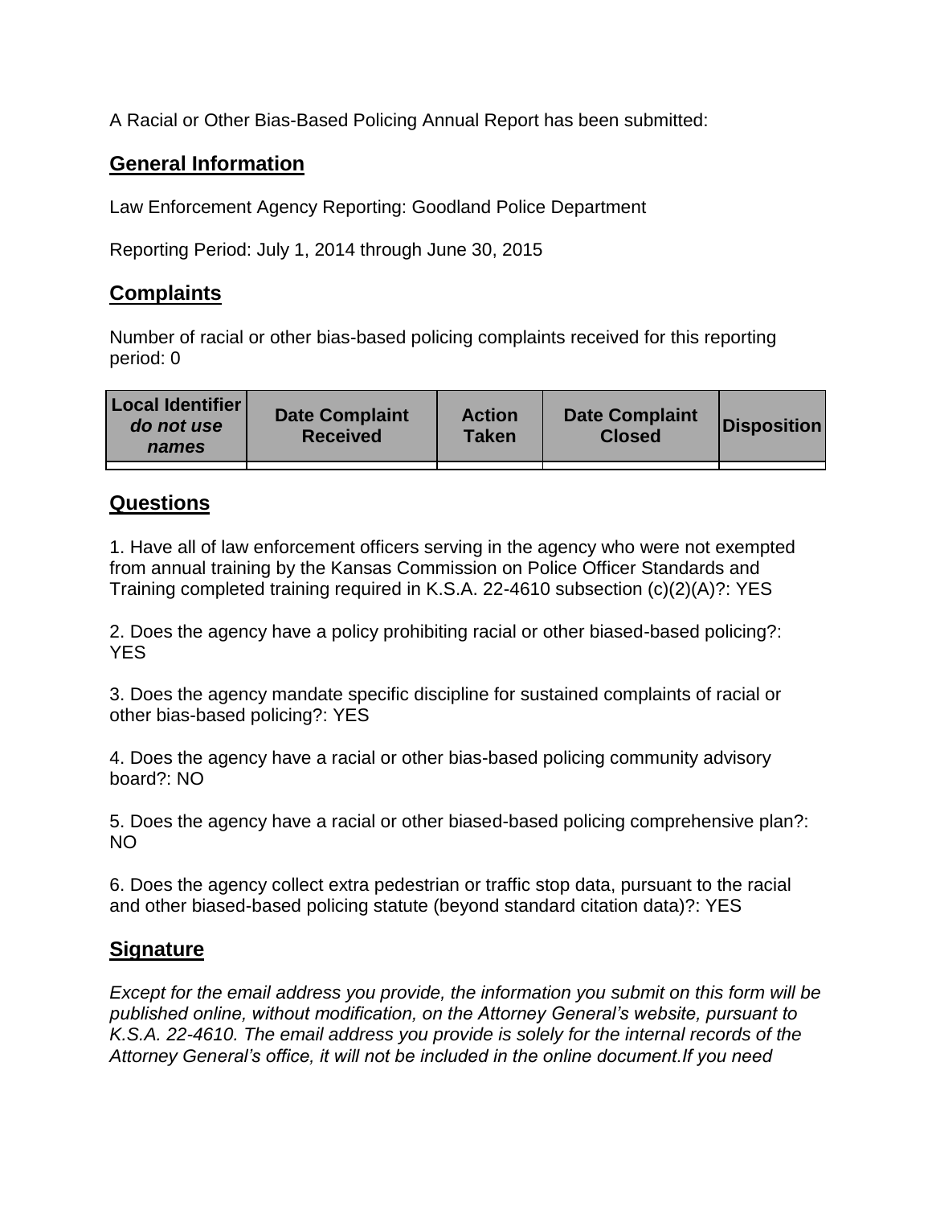A Racial or Other Bias-Based Policing Annual Report has been submitted:

## General Information

Law Enforcement Agency Reporting: Goodland Police Department

Reporting Period: July 1, 2014 through June 30, 2015

## Complaints

Number of racial or other bias-based policing complaints received for this reporting period: 0

| Local Identifier *do not use names* | Date Complaint Received | Action Taken | Date Complaint Closed | Disposition |
|---|---|---|---|---|
| | | | | |

## Questions

1. Have all of law enforcement officers serving in the agency who were not exempted from annual training by the Kansas Commission on Police Officer Standards and Training completed training required in K.S.A. 22-4610 subsection (c)(2)(A)?: YES

2. Does the agency have a policy prohibiting racial or other biased-based policing?: YES

3. Does the agency mandate specific discipline for sustained complaints of racial or other bias-based policing?: YES

4. Does the agency have a racial or other bias-based policing community advisory board?: NO

5. Does the agency have a racial or other biased-based policing comprehensive plan?: NO

6. Does the agency collect extra pedestrian or traffic stop data, pursuant to the racial and other biased-based policing statute (beyond standard citation data)?: YES

## Signature

*Except for the email address you provide, the information you submit on this form will be published online, without modification, on the Attorney General's website, pursuant to K.S.A. 22-4610. The email address you provide is solely for the internal records of the Attorney General's office, it will not be included in the online document.If you need*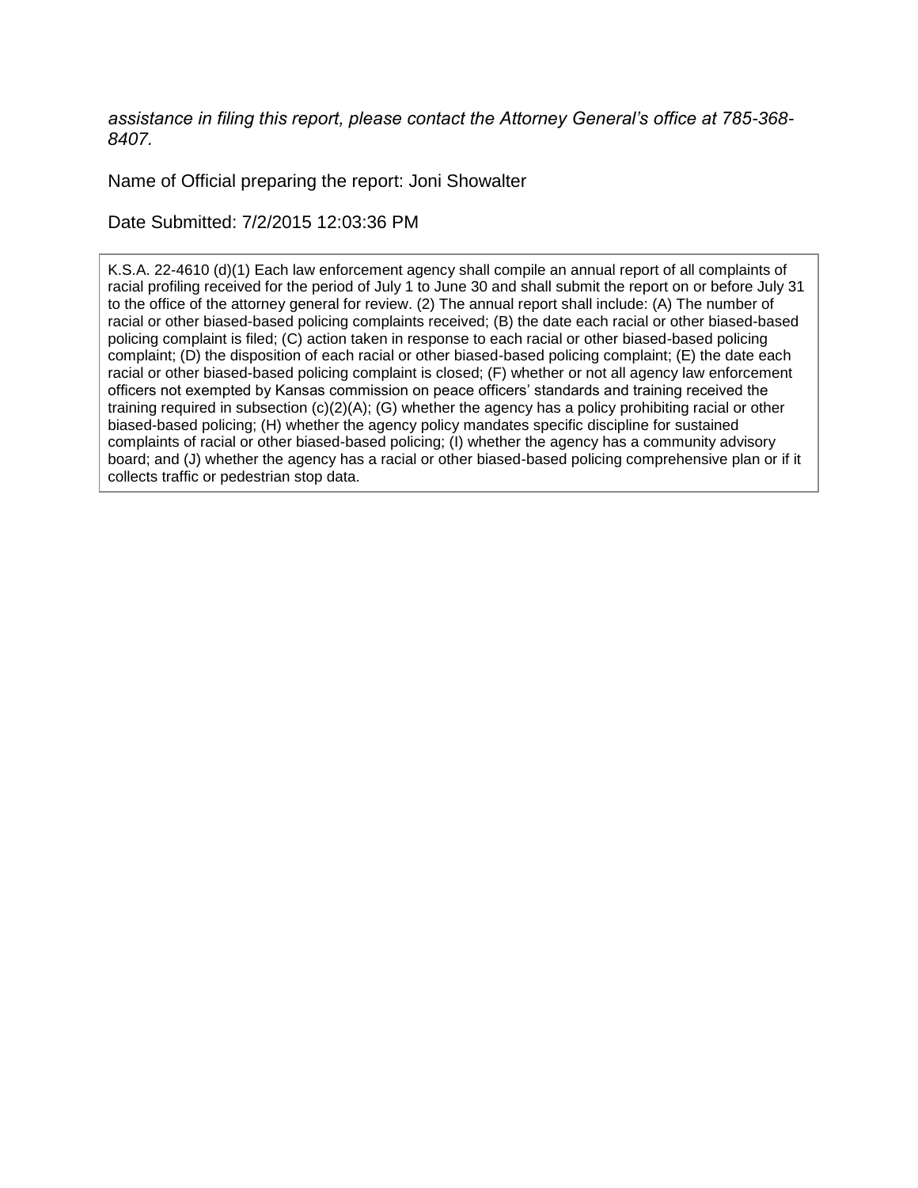*assistance in filing this report, please contact the Attorney General's office at 785-368-8407.*

Name of Official preparing the report: Joni Showalter

Date Submitted: 7/2/2015 12:03:36 PM

K.S.A. 22-4610 (d)(1) Each law enforcement agency shall compile an annual report of all complaints of racial profiling received for the period of July 1 to June 30 and shall submit the report on or before July 31 to the office of the attorney general for review. (2) The annual report shall include: (A) The number of racial or other biased-based policing complaints received; (B) the date each racial or other biased-based policing complaint is filed; (C) action taken in response to each racial or other biased-based policing complaint; (D) the disposition of each racial or other biased-based policing complaint; (E) the date each racial or other biased-based policing complaint is closed; (F) whether or not all agency law enforcement officers not exempted by Kansas commission on peace officers' standards and training received the training required in subsection (c)(2)(A); (G) whether the agency has a policy prohibiting racial or other biased-based policing; (H) whether the agency policy mandates specific discipline for sustained complaints of racial or other biased-based policing; (I) whether the agency has a community advisory board; and (J) whether the agency has a racial or other biased-based policing comprehensive plan or if it collects traffic or pedestrian stop data.